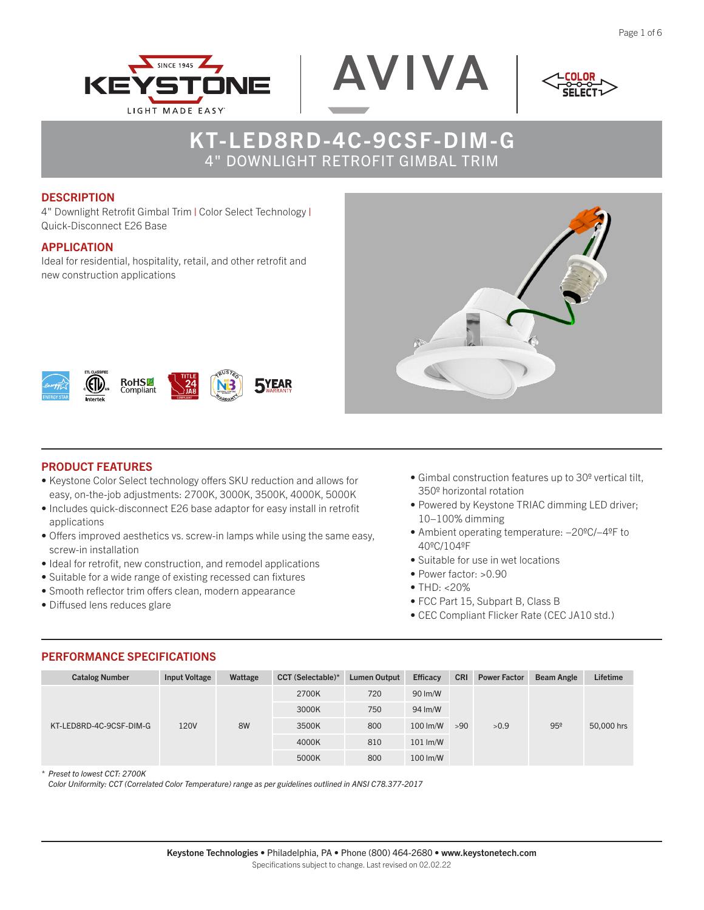# KT-LED8RD-4C-9CSF-DIM-G

## 4" DOWNLIGHT RETROFIT GIMBAL TRIM

## DESCRIPTION

4" Downlight Retrofit Gimbal Trim | Color Select Technology | Quick-Disconnect E26 Base

## APPLICATION

Ideal for residential, hospitality, retail, and other retrofit and new construction applications

## PRODUCT FEATURES

- Keystone Color Select technology offers SKU reduction and allows for easy, on-the-job adjustments: 2700K, 3000K, 3500K, 4000K, 5000K
- Includes quick-disconnect E26 base adaptor for easy install in retrofit applications
- Offers improved aesthetics vs. screw-in lamps while using the same easy, screw-in installation
- Ideal for retrofit, new construction, and remodel applications
- Suitable for a wide range of existing recessed can fixtures
- Smooth reflector trim offers clean, modern appearance
- Diffused lens reduces glare
- Gimbal construction features up to 30º vertical tilt, 350º horizontal rotation
- Powered by Keystone TRIAC dimming LED driver; 10–100% dimming
- Ambient operating temperature: –20ºC/–4ºF to 40ºC/104ºF
- Suitable for use in wet locations
- Power factor: >0.90
- THD: <20%
- FCC Part 15, Subpart B, Class B
- CEC Compliant Flicker Rate (CEC JA10 std.)

## PERFORMANCE SPECIFICATIONS

| Catalog Number | Input Voltage | Wattage | CCT (Selectable)* | Lumen Output | Efficacy | CRI | Power Factor | Beam Angle | Lifetime |
|---|---|---|---|---|---|---|---|---|---|
| KT-LED8RD-4C-9CSF-DIM-G | 120V | 8W | 2700K | 720 | 90 lm/W | >90 | >0.9 | 95º | 50,000 hrs |
| | | | 3000K | 750 | 94 lm/W | | | | |
| | | | 3500K | 800 | 100 lm/W | | | | |
| | | | 4000K | 810 | 101 lm/W | | | | |
| | | | 5000K | 800 | 100 lm/W | | | | |

*\* Preset to lowest CCT: 2700K*
*Color Uniformity: CCT (Correlated Color Temperature) range as per guidelines outlined in ANSI C78.377-2017*

**Keystone Technologies** • Philadelphia, PA • Phone (800) 464-2680 • **www.keystonetech.com**
Specifications subject to change. Last revised on 02.02.22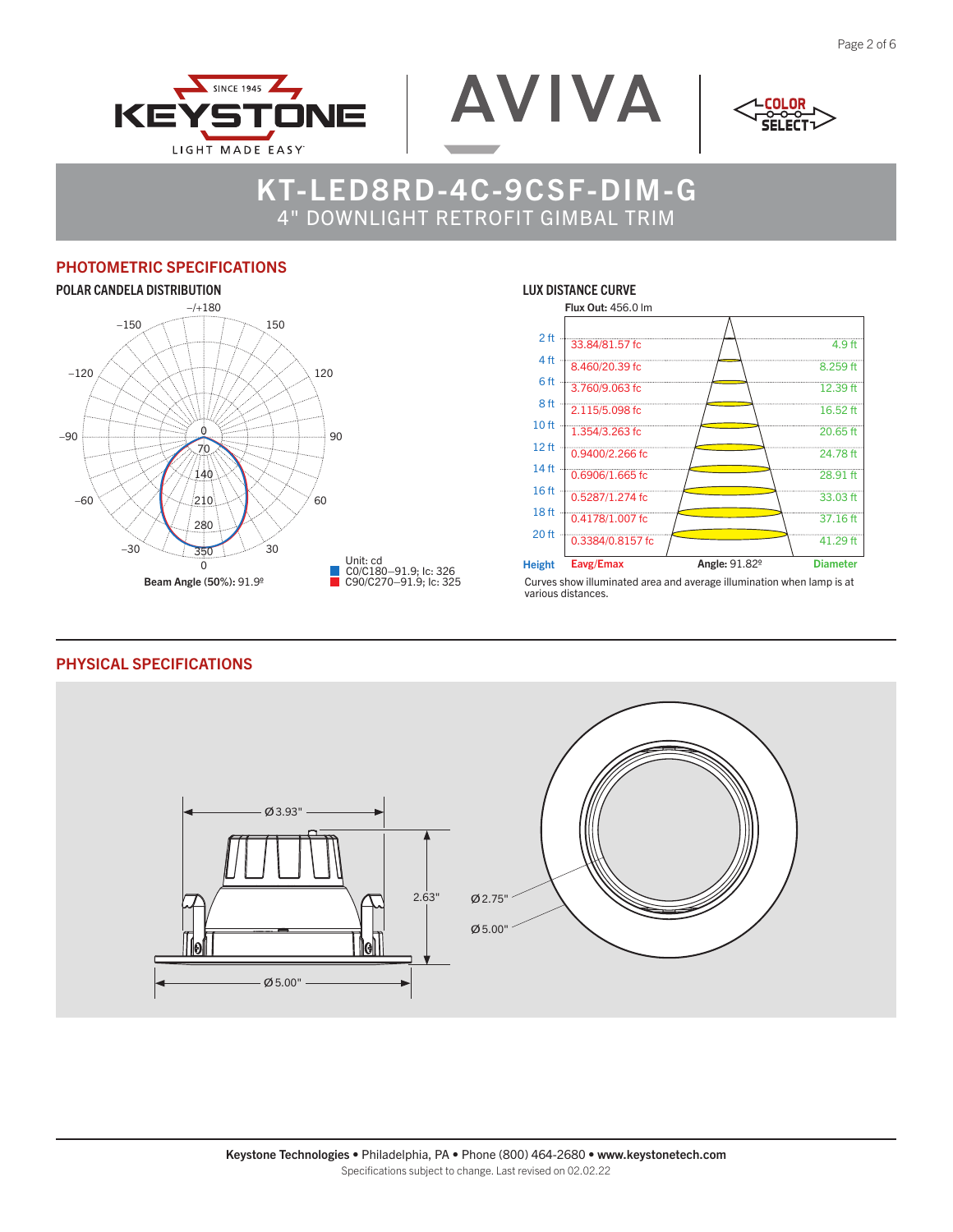# KT-LED8RD-4C-9CSF-DIM-G

## 4" DOWNLIGHT RETROFIT GIMBAL TRIM

## PHOTOMETRIC SPECIFICATIONS

### POLAR CANDELA DISTRIBUTION

Beam Angle (50%): 91.9º

Unit: cd
C0/C180–91.9; Ic: 326
C90/C270–91.9; Ic: 325

### LUX DISTANCE CURVE

**Flux Out:** 456.0 lm

| Height | Eavg/Emax | Diameter |
|---|---|---|
| 2 ft | 33.84/81.57 fc | 4.9 ft |
| 4 ft | 8.460/20.39 fc | 8.259 ft |
| 6 ft | 3.760/9.063 fc | 12.39 ft |
| 8 ft | 2.115/5.098 fc | 16.52 ft |
| 10 ft | 1.354/3.263 fc | 20.65 ft |
| 12 ft | 0.9400/2.266 fc | 24.78 ft |
| 14 ft | 0.6906/1.665 fc | 28.91 ft |
| 16 ft | 0.5287/1.274 fc | 33.03 ft |
| 18 ft | 0.4178/1.007 fc | 37.16 ft |
| 20 ft | 0.3384/0.8157 fc | 41.29 ft |

**Angle:** 91.82º

Curves show illuminated area and average illumination when lamp is at various distances.

## PHYSICAL SPECIFICATIONS

Ø3.93"
2.63"
Ø5.00"
Ø2.75"
Ø5.00"

**Keystone Technologies** • Philadelphia, PA • Phone (800) 464-2680 • **www.keystonetech.com**
Specifications subject to change. Last revised on 02.02.22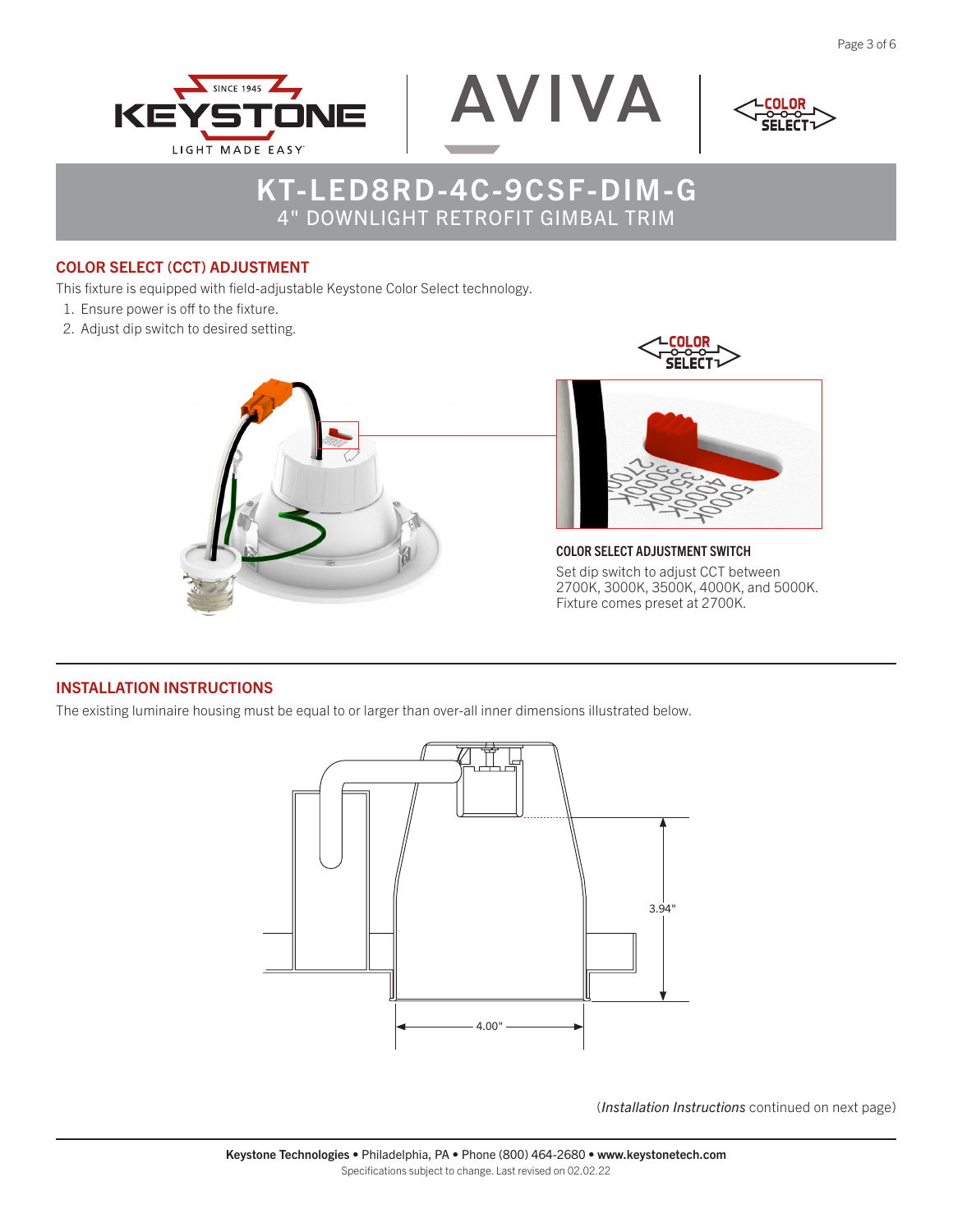# KT-LED8RD-4C-9CSF-DIM-G

## 4" DOWNLIGHT RETROFIT GIMBAL TRIM

### COLOR SELECT (CCT) ADJUSTMENT

This fixture is equipped with field-adjustable Keystone Color Select technology.

1. Ensure power is off to the fixture.
2. Adjust dip switch to desired setting.

**COLOR SELECT ADJUSTMENT SWITCH**

Set dip switch to adjust CCT between 2700K, 3000K, 3500K, 4000K, and 5000K. Fixture comes preset at 2700K.

### INSTALLATION INSTRUCTIONS

The existing luminaire housing must be equal to or larger than over-all inner dimensions illustrated below.

3.94"

4.00"

(*Installation Instructions* continued on next page)

**Keystone Technologies** • Philadelphia, PA • Phone (800) 464-2680 • **www.keystonetech.com**
Specifications subject to change. Last revised on 02.02.22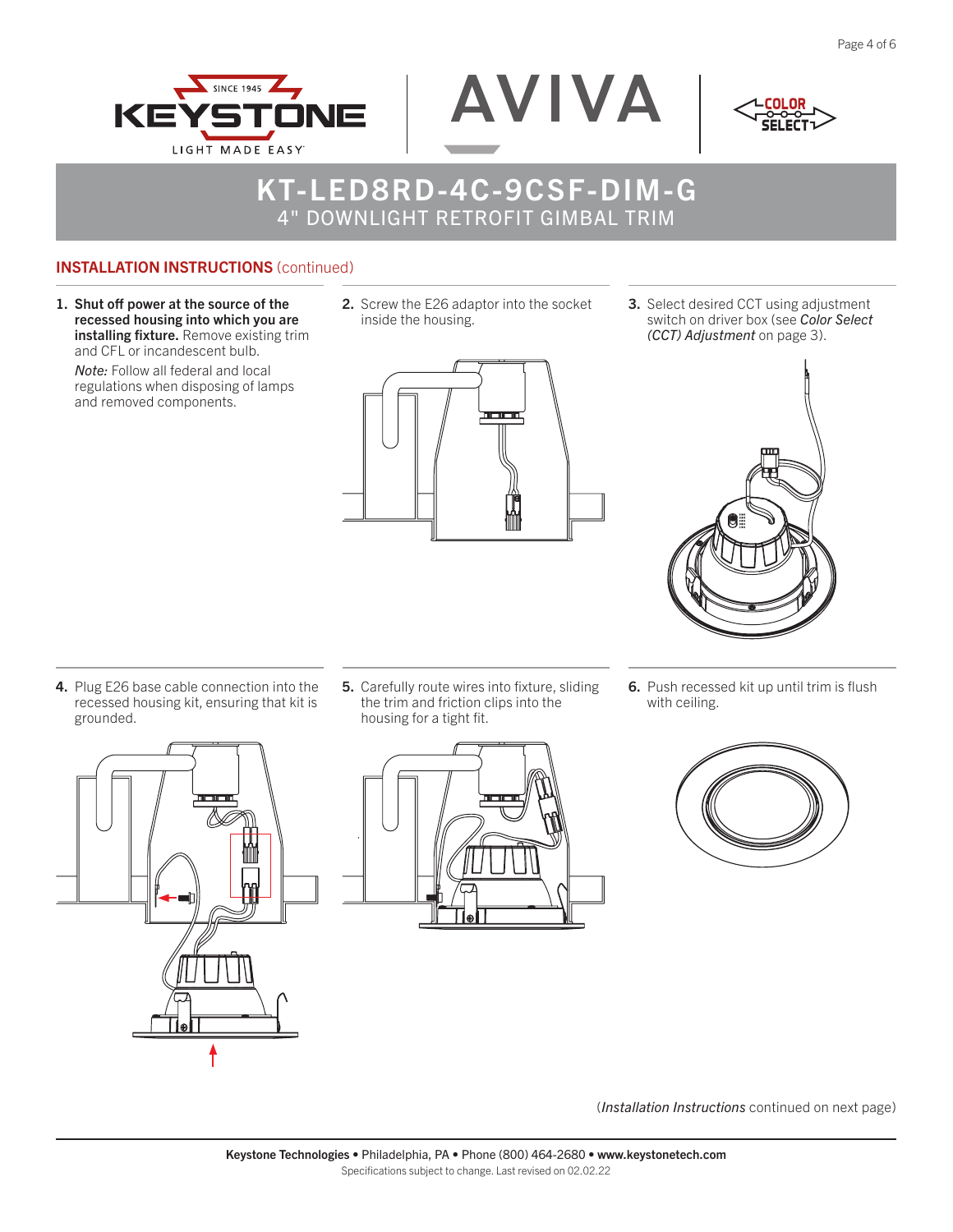# KT-LED8RD-4C-9CSF-DIM-G

## 4" DOWNLIGHT RETROFIT GIMBAL TRIM

### INSTALLATION INSTRUCTIONS (continued)

1. **Shut off power at the source of the recessed housing into which you are installing fixture.** Remove existing trim and CFL or incandescent bulb.

   *Note:* Follow all federal and local regulations when disposing of lamps and removed components.

2. Screw the E26 adaptor into the socket inside the housing.

3. Select desired CCT using adjustment switch on driver box (see *Color Select (CCT) Adjustment* on page 3).

4. Plug E26 base cable connection into the recessed housing kit, ensuring that kit is grounded.

5. Carefully route wires into fixture, sliding the trim and friction clips into the housing for a tight fit.

6. Push recessed kit up until trim is flush with ceiling.

(*Installation Instructions* continued on next page)

**Keystone Technologies** • Philadelphia, PA • Phone (800) 464-2680 • **www.keystonetech.com**

Specifications subject to change. Last revised on 02.02.22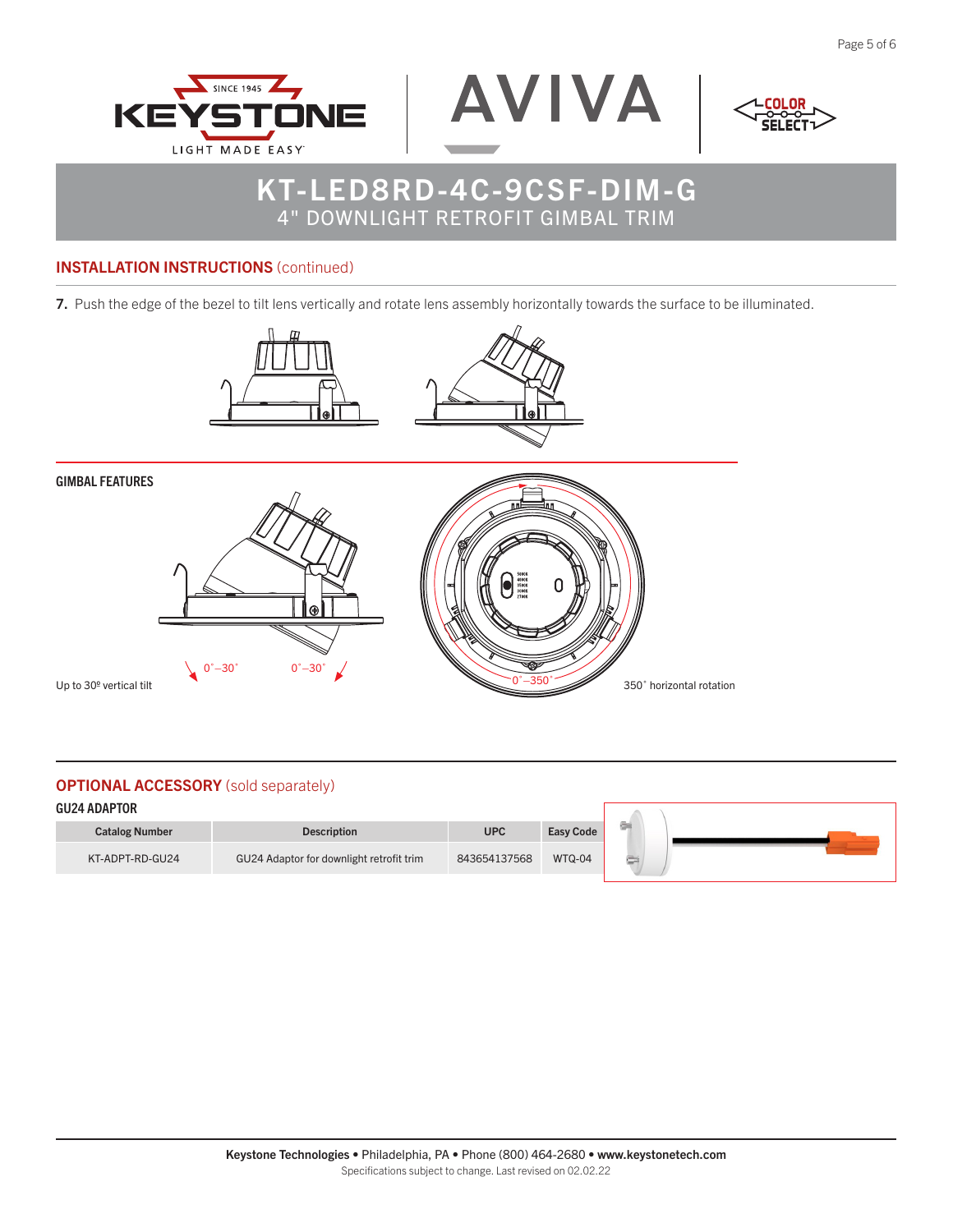# KT-LED8RD-4C-9CSF-DIM-G

## 4" DOWNLIGHT RETROFIT GIMBAL TRIM

## INSTALLATION INSTRUCTIONS (continued)

**7.** Push the edge of the bezel to tilt lens vertically and rotate lens assembly horizontally towards the surface to be illuminated.

### GIMBAL FEATURES

0˚–30˚ 0˚–30˚

Up to 30º vertical tilt

0˚–350˚

350˚ horizontal rotation

## OPTIONAL ACCESSORY (sold separately)

### GU24 ADAPTOR

| Catalog Number | Description | UPC | Easy Code |
|---|---|---|---|
| KT-ADPT-RD-GU24 | GU24 Adaptor for downlight retrofit trim | 843654137568 | WTQ-04 |

**Keystone Technologies** • Philadelphia, PA • Phone (800) 464-2680 • **www.keystonetech.com**
Specifications subject to change. Last revised on 02.02.22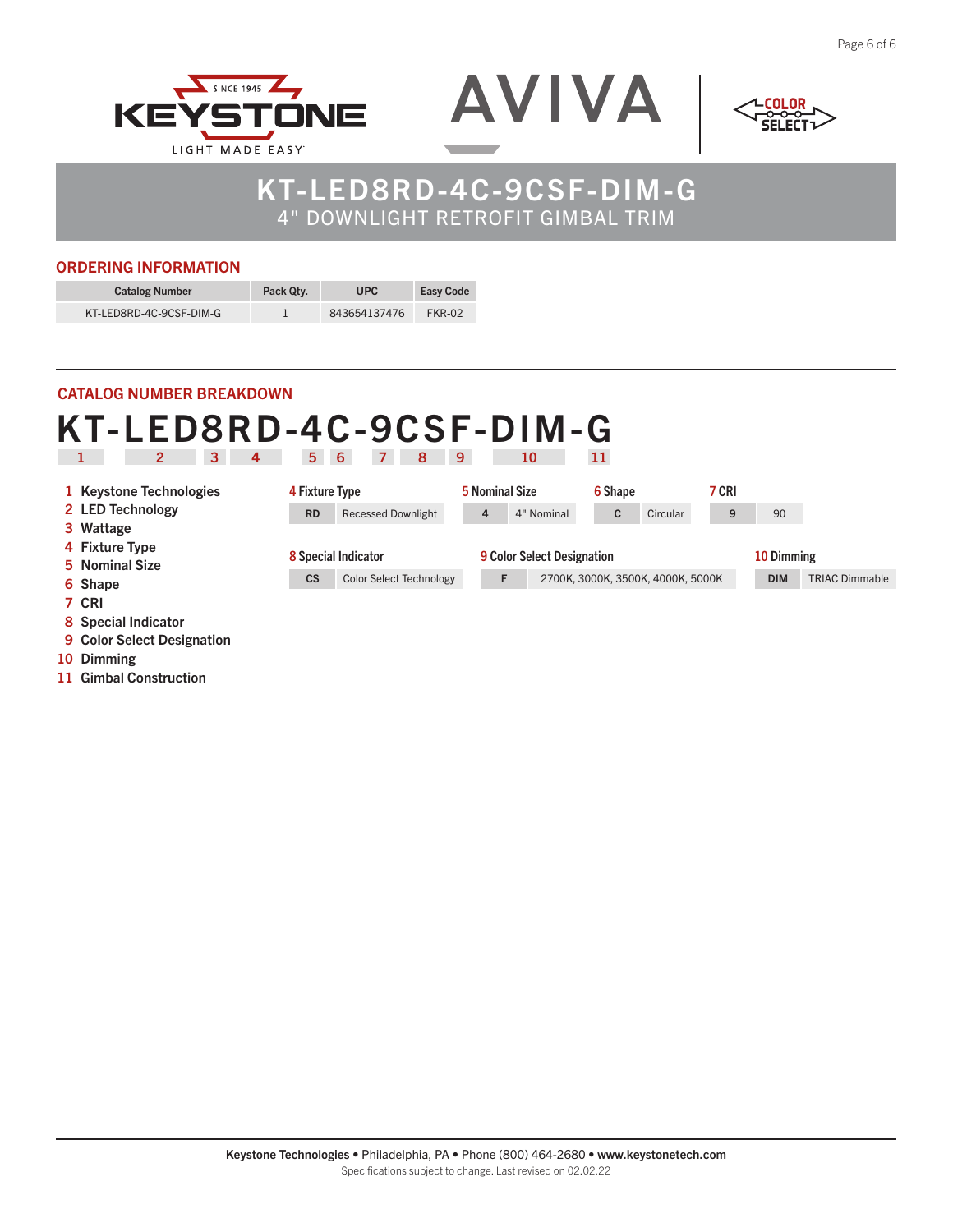KEYSTONE SINCE 1945 LIGHT MADE EASY

AVIVA

COLOR SELECT

# KT-LED8RD-4C-9CSF-DIM-G

## 4" DOWNLIGHT RETROFIT GIMBAL TRIM

## ORDERING INFORMATION

| Catalog Number | Pack Qty. | UPC | Easy Code |
|---|---|---|---|
| KT-LED8RD-4C-9CSF-DIM-G | 1 | 843654137476 | FKR-02 |

## CATALOG NUMBER BREAKDOWN

**KT-LED8RD-4C-9CSF-DIM-G**

| KT | LED | 8 | RD | 4 | C | 9 | CS | F | DIM | G |
|---|---|---|---|---|---|---|---|---|---|---|
| 1 | 2 | 3 | 4 | 5 | 6 | 7 | 8 | 9 | 10 | 11 |

1. Keystone Technologies
2. LED Technology
3. Wattage
4. Fixture Type
5. Nominal Size
6. Shape
7. CRI
8. Special Indicator
9. Color Select Designation
10. Dimming
11. Gimbal Construction

**4 Fixture Type**

| | |
|---|---|
| RD | Recessed Downlight |

**5 Nominal Size**

| | |
|---|---|
| 4 | 4" Nominal |

**6 Shape**

| | |
|---|---|
| C | Circular |

**7 CRI**

| | |
|---|---|
| 9 | 90 |

**8 Special Indicator**

| | |
|---|---|
| CS | Color Select Technology |

**9 Color Select Designation**

| | |
|---|---|
| F | 2700K, 3000K, 3500K, 4000K, 5000K |

**10 Dimming**

| | |
|---|---|
| DIM | TRIAC Dimmable |

**Keystone Technologies** • Philadelphia, PA • Phone (800) 464-2680 • **www.keystonetech.com**

Specifications subject to change. Last revised on 02.02.22